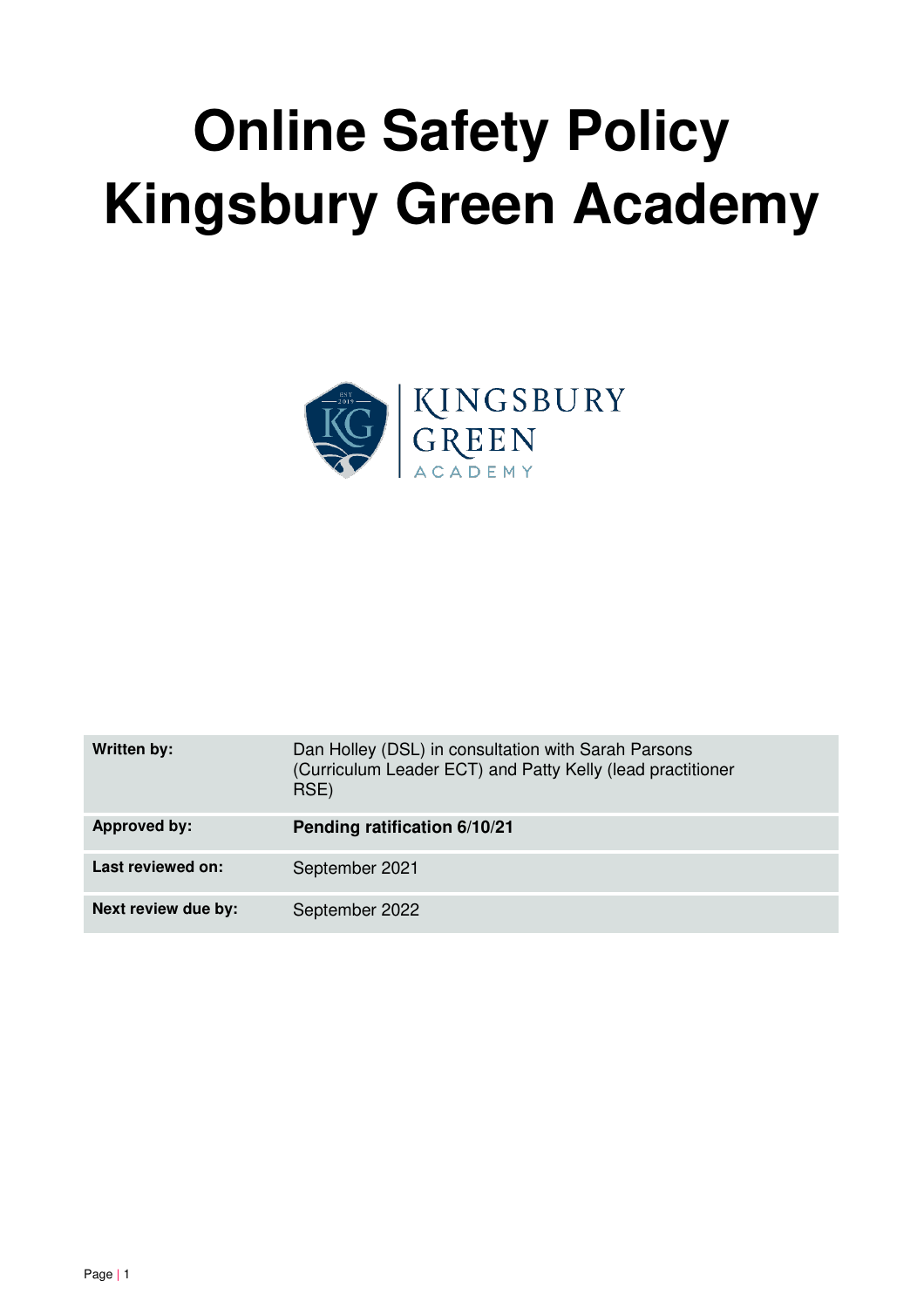# Online Safety Policy Kingsbury Green Academy

KINGSBURY GREEN ACADEMY

| | |
|---|---|
| **Written by:** | Dan Holley (DSL) in consultation with Sarah Parsons (Curriculum Leader ECT) and Patty Kelly (lead practitioner RSE) |
| **Approved by:** | **Pending ratification 6/10/21** |
| **Last reviewed on:** | September 2021 |
| **Next review due by:** | September 2022 |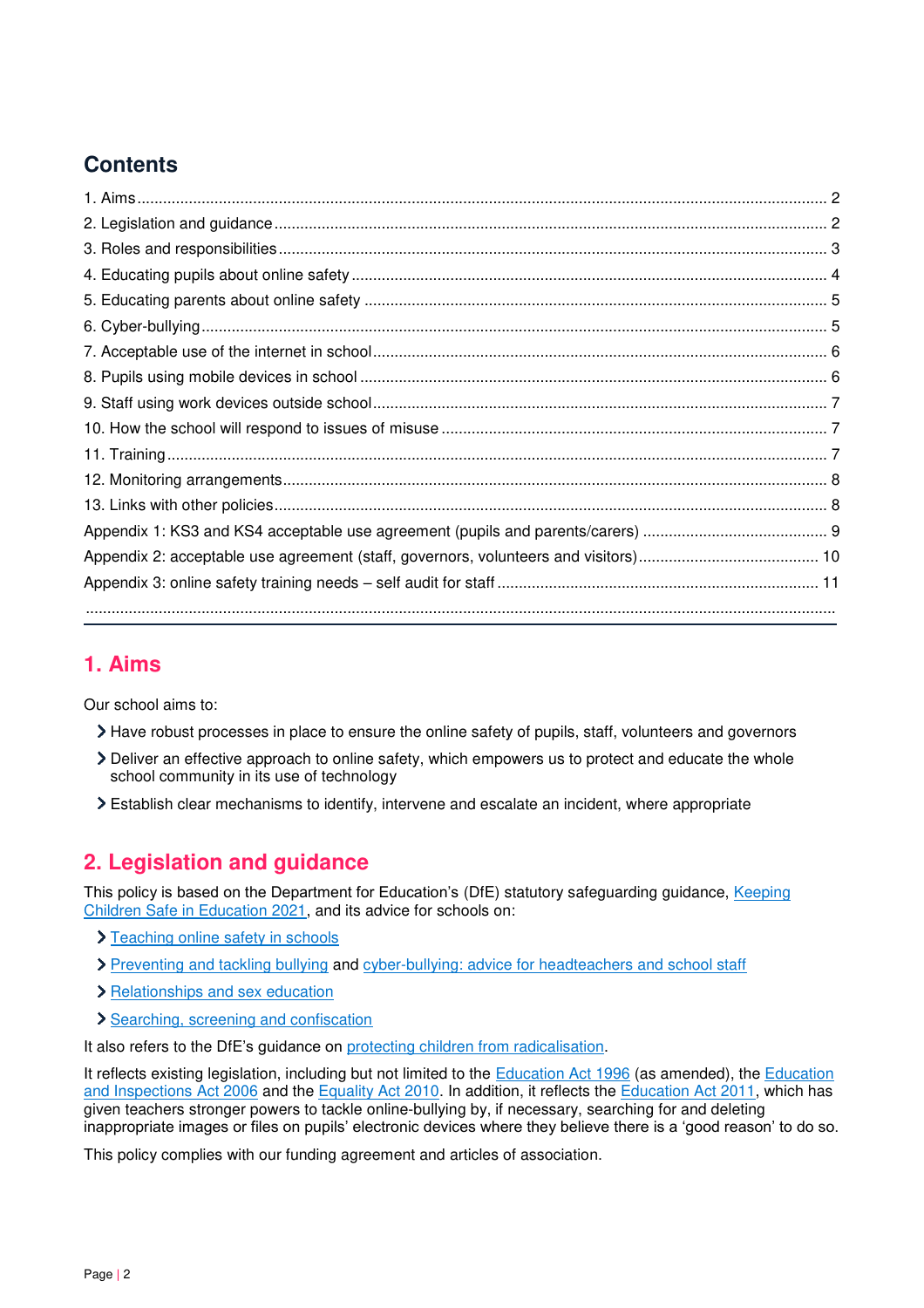## Contents

1. Aims ..... 2
2. Legislation and guidance ..... 2
3. Roles and responsibilities ..... 3
4. Educating pupils about online safety ..... 4
5. Educating parents about online safety ..... 5
6. Cyber-bullying ..... 5
7. Acceptable use of the internet in school ..... 6
8. Pupils using mobile devices in school ..... 6
9. Staff using work devices outside school ..... 7
10. How the school will respond to issues of misuse ..... 7
11. Training ..... 7
12. Monitoring arrangements ..... 8
13. Links with other policies ..... 8

Appendix 1: KS3 and KS4 acceptable use agreement (pupils and parents/carers) ..... 9
Appendix 2: acceptable use agreement (staff, governors, volunteers and visitors) ..... 10
Appendix 3: online safety training needs – self audit for staff ..... 11

---

## 1. Aims

Our school aims to:

- Have robust processes in place to ensure the online safety of pupils, staff, volunteers and governors
- Deliver an effective approach to online safety, which empowers us to protect and educate the whole school community in its use of technology
- Establish clear mechanisms to identify, intervene and escalate an incident, where appropriate

## 2. Legislation and guidance

This policy is based on the Department for Education's (DfE) statutory safeguarding guidance, Keeping Children Safe in Education 2021, and its advice for schools on:

- Teaching online safety in schools
- Preventing and tackling bullying and cyber-bullying: advice for headteachers and school staff
- Relationships and sex education
- Searching, screening and confiscation

It also refers to the DfE's guidance on protecting children from radicalisation.

It reflects existing legislation, including but not limited to the Education Act 1996 (as amended), the Education and Inspections Act 2006 and the Equality Act 2010. In addition, it reflects the Education Act 2011, which has given teachers stronger powers to tackle online-bullying by, if necessary, searching for and deleting inappropriate images or files on pupils' electronic devices where they believe there is a 'good reason' to do so.

This policy complies with our funding agreement and articles of association.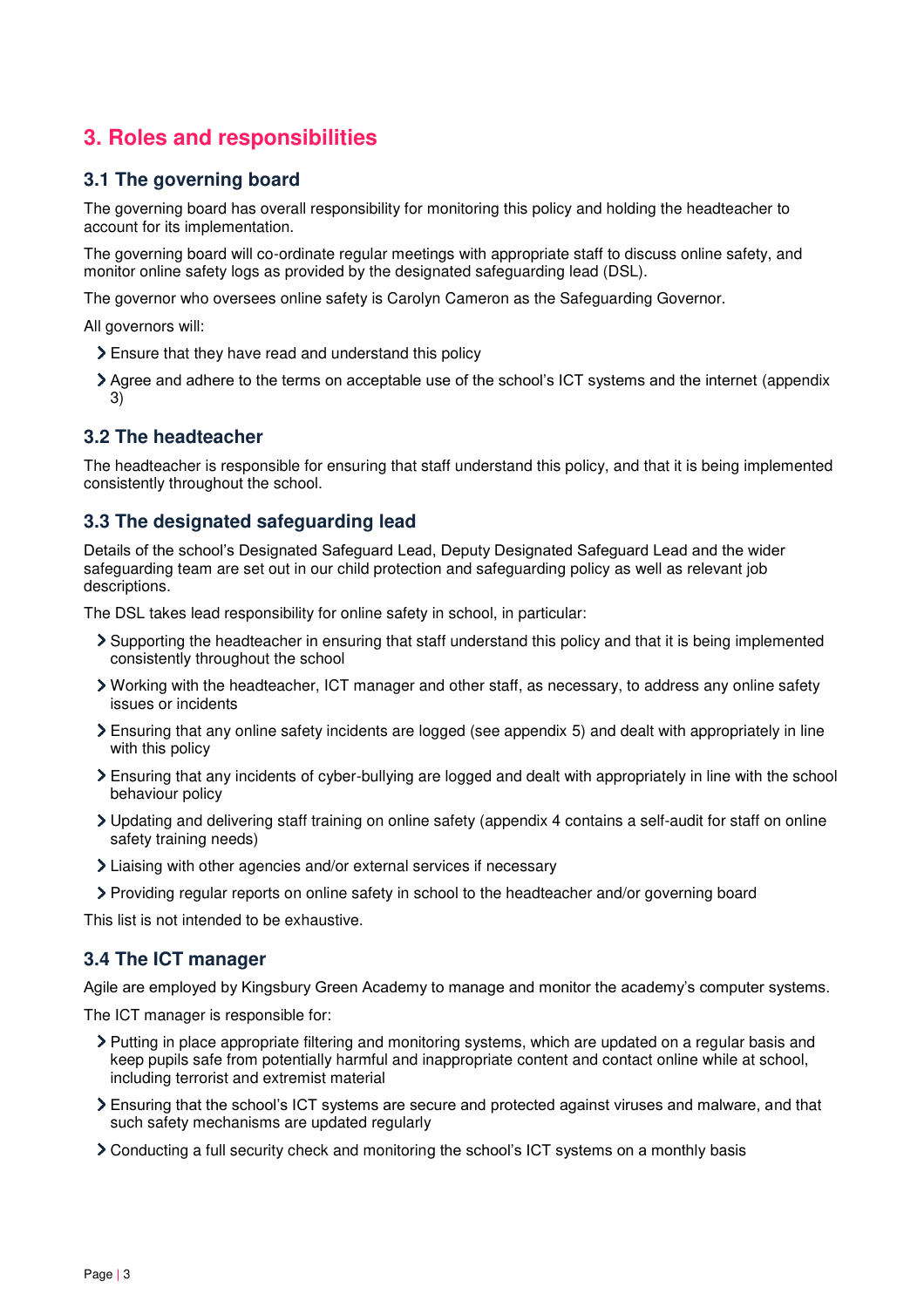## 3. Roles and responsibilities

### 3.1 The governing board

The governing board has overall responsibility for monitoring this policy and holding the headteacher to account for its implementation.

The governing board will co-ordinate regular meetings with appropriate staff to discuss online safety, and monitor online safety logs as provided by the designated safeguarding lead (DSL).

The governor who oversees online safety is Carolyn Cameron as the Safeguarding Governor.

All governors will:

- Ensure that they have read and understand this policy
- Agree and adhere to the terms on acceptable use of the school's ICT systems and the internet (appendix 3)

### 3.2 The headteacher

The headteacher is responsible for ensuring that staff understand this policy, and that it is being implemented consistently throughout the school.

### 3.3 The designated safeguarding lead

Details of the school's Designated Safeguard Lead, Deputy Designated Safeguard Lead and the wider safeguarding team are set out in our child protection and safeguarding policy as well as relevant job descriptions.

The DSL takes lead responsibility for online safety in school, in particular:

- Supporting the headteacher in ensuring that staff understand this policy and that it is being implemented consistently throughout the school
- Working with the headteacher, ICT manager and other staff, as necessary, to address any online safety issues or incidents
- Ensuring that any online safety incidents are logged (see appendix 5) and dealt with appropriately in line with this policy
- Ensuring that any incidents of cyber-bullying are logged and dealt with appropriately in line with the school behaviour policy
- Updating and delivering staff training on online safety (appendix 4 contains a self-audit for staff on online safety training needs)
- Liaising with other agencies and/or external services if necessary
- Providing regular reports on online safety in school to the headteacher and/or governing board

This list is not intended to be exhaustive.

### 3.4 The ICT manager

Agile are employed by Kingsbury Green Academy to manage and monitor the academy's computer systems.

The ICT manager is responsible for:

- Putting in place appropriate filtering and monitoring systems, which are updated on a regular basis and keep pupils safe from potentially harmful and inappropriate content and contact online while at school, including terrorist and extremist material
- Ensuring that the school's ICT systems are secure and protected against viruses and malware, and that such safety mechanisms are updated regularly
- Conducting a full security check and monitoring the school's ICT systems on a monthly basis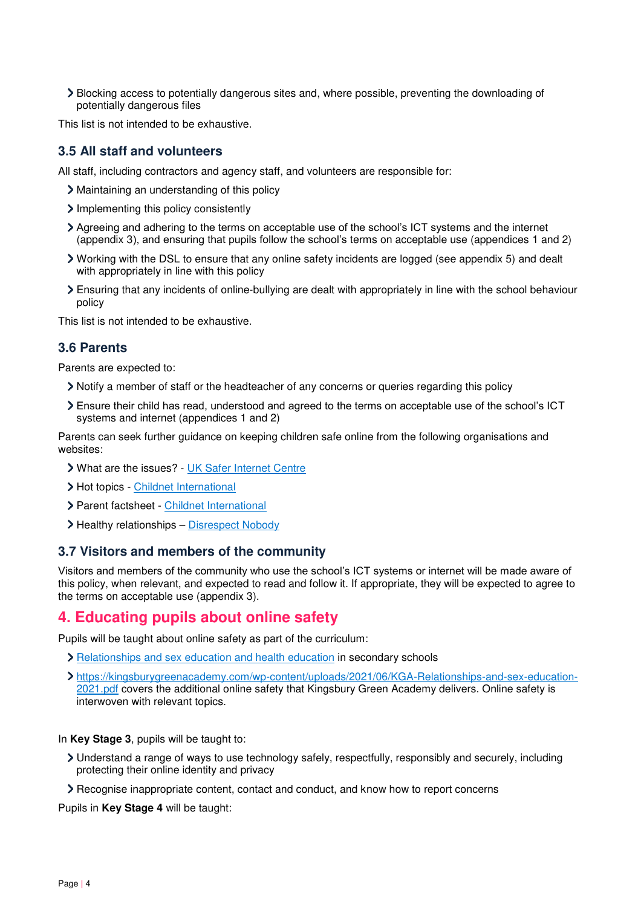- Blocking access to potentially dangerous sites and, where possible, preventing the downloading of potentially dangerous files

This list is not intended to be exhaustive.

### 3.5 All staff and volunteers

All staff, including contractors and agency staff, and volunteers are responsible for:

- Maintaining an understanding of this policy
- Implementing this policy consistently
- Agreeing and adhering to the terms on acceptable use of the school's ICT systems and the internet (appendix 3), and ensuring that pupils follow the school's terms on acceptable use (appendices 1 and 2)
- Working with the DSL to ensure that any online safety incidents are logged (see appendix 5) and dealt with appropriately in line with this policy
- Ensuring that any incidents of online-bullying are dealt with appropriately in line with the school behaviour policy

This list is not intended to be exhaustive.

### 3.6 Parents

Parents are expected to:

- Notify a member of staff or the headteacher of any concerns or queries regarding this policy
- Ensure their child has read, understood and agreed to the terms on acceptable use of the school's ICT systems and internet (appendices 1 and 2)

Parents can seek further guidance on keeping children safe online from the following organisations and websites:

- What are the issues? - UK Safer Internet Centre
- Hot topics - Childnet International
- Parent factsheet - Childnet International
- Healthy relationships – Disrespect Nobody

### 3.7 Visitors and members of the community

Visitors and members of the community who use the school's ICT systems or internet will be made aware of this policy, when relevant, and expected to read and follow it. If appropriate, they will be expected to agree to the terms on acceptable use (appendix 3).

## 4. Educating pupils about online safety

Pupils will be taught about online safety as part of the curriculum:

- Relationships and sex education and health education in secondary schools
- https://kingsburygreenacademy.com/wp-content/uploads/2021/06/KGA-Relationships-and-sex-education-2021.pdf covers the additional online safety that Kingsbury Green Academy delivers. Online safety is interwoven with relevant topics.

In **Key Stage 3**, pupils will be taught to:

- Understand a range of ways to use technology safely, respectfully, responsibly and securely, including protecting their online identity and privacy
- Recognise inappropriate content, contact and conduct, and know how to report concerns

Pupils in **Key Stage 4** will be taught: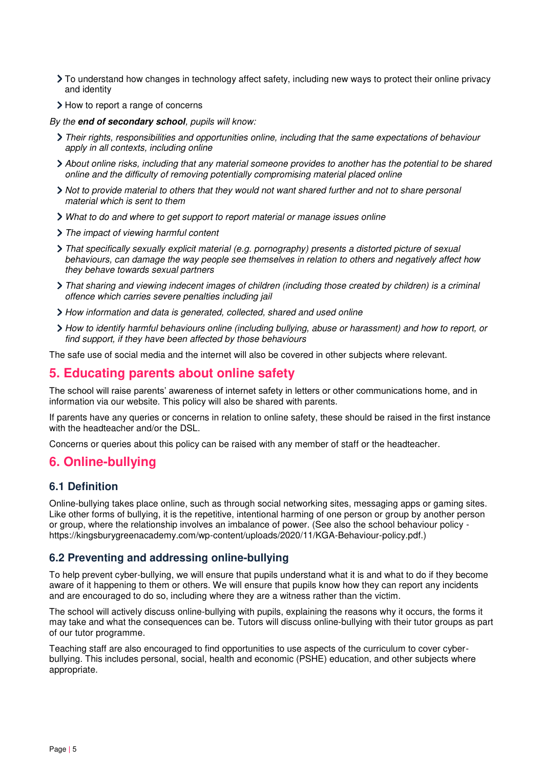- To understand how changes in technology affect safety, including new ways to protect their online privacy and identity
- How to report a range of concerns

*By the **end of secondary school**, pupils will know:*

- *Their rights, responsibilities and opportunities online, including that the same expectations of behaviour apply in all contexts, including online*
- *About online risks, including that any material someone provides to another has the potential to be shared online and the difficulty of removing potentially compromising material placed online*
- *Not to provide material to others that they would not want shared further and not to share personal material which is sent to them*
- *What to do and where to get support to report material or manage issues online*
- *The impact of viewing harmful content*
- *That specifically sexually explicit material (e.g. pornography) presents a distorted picture of sexual behaviours, can damage the way people see themselves in relation to others and negatively affect how they behave towards sexual partners*
- *That sharing and viewing indecent images of children (including those created by children) is a criminal offence which carries severe penalties including jail*
- *How information and data is generated, collected, shared and used online*
- *How to identify harmful behaviours online (including bullying, abuse or harassment) and how to report, or find support, if they have been affected by those behaviours*

The safe use of social media and the internet will also be covered in other subjects where relevant.

## 5. Educating parents about online safety

The school will raise parents' awareness of internet safety in letters or other communications home, and in information via our website. This policy will also be shared with parents.

If parents have any queries or concerns in relation to online safety, these should be raised in the first instance with the headteacher and/or the DSL.

Concerns or queries about this policy can be raised with any member of staff or the headteacher.

## 6. Online-bullying

### 6.1 Definition

Online-bullying takes place online, such as through social networking sites, messaging apps or gaming sites. Like other forms of bullying, it is the repetitive, intentional harming of one person or group by another person or group, where the relationship involves an imbalance of power. (See also the school behaviour policy - https://kingsburygreenacademy.com/wp-content/uploads/2020/11/KGA-Behaviour-policy.pdf.)

### 6.2 Preventing and addressing online-bullying

To help prevent cyber-bullying, we will ensure that pupils understand what it is and what to do if they become aware of it happening to them or others. We will ensure that pupils know how they can report any incidents and are encouraged to do so, including where they are a witness rather than the victim.

The school will actively discuss online-bullying with pupils, explaining the reasons why it occurs, the forms it may take and what the consequences can be. Tutors will discuss online-bullying with their tutor groups as part of our tutor programme.

Teaching staff are also encouraged to find opportunities to use aspects of the curriculum to cover cyber-bullying. This includes personal, social, health and economic (PSHE) education, and other subjects where appropriate.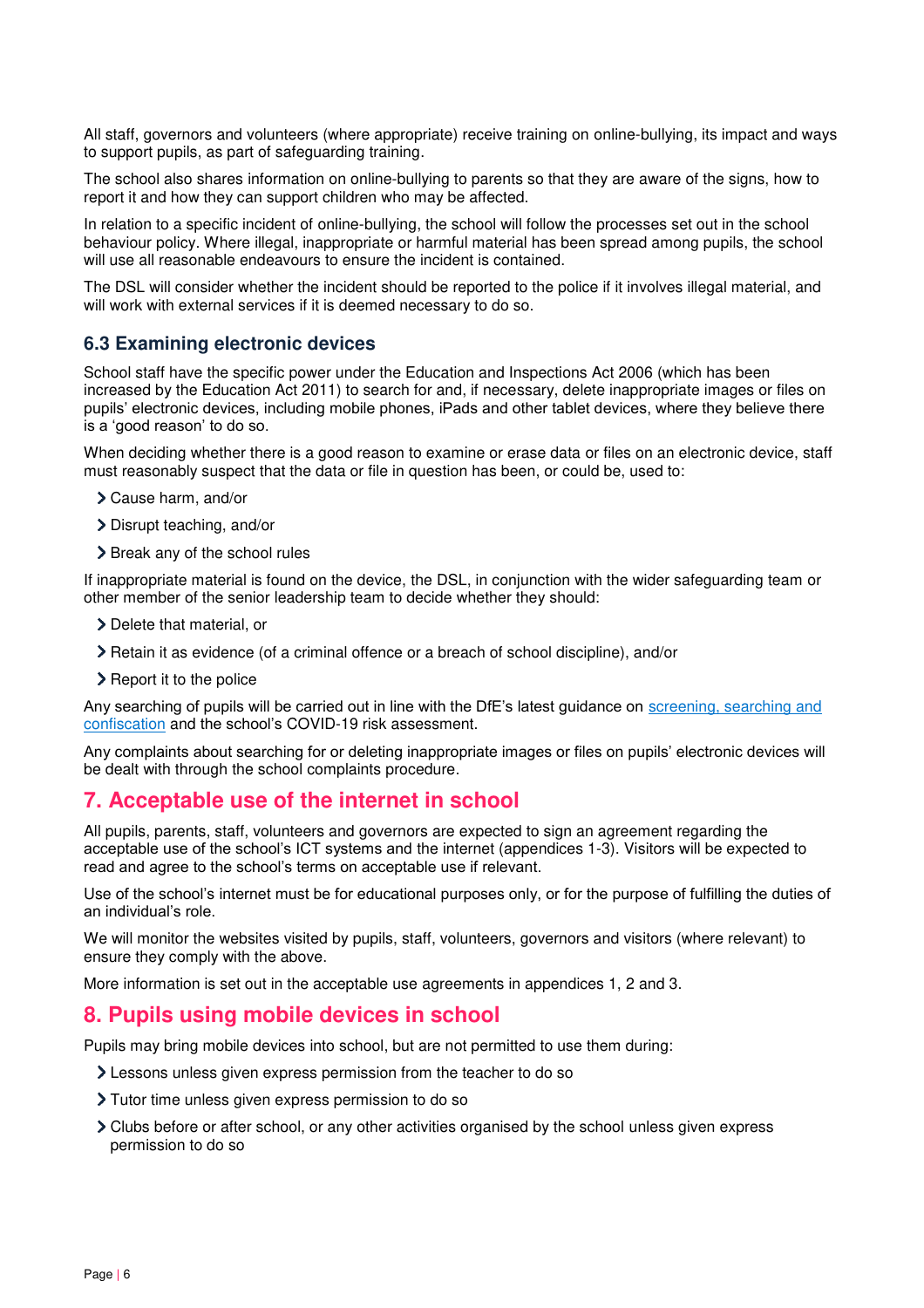All staff, governors and volunteers (where appropriate) receive training on online-bullying, its impact and ways to support pupils, as part of safeguarding training.

The school also shares information on online-bullying to parents so that they are aware of the signs, how to report it and how they can support children who may be affected.

In relation to a specific incident of online-bullying, the school will follow the processes set out in the school behaviour policy. Where illegal, inappropriate or harmful material has been spread among pupils, the school will use all reasonable endeavours to ensure the incident is contained.

The DSL will consider whether the incident should be reported to the police if it involves illegal material, and will work with external services if it is deemed necessary to do so.

### 6.3 Examining electronic devices

School staff have the specific power under the Education and Inspections Act 2006 (which has been increased by the Education Act 2011) to search for and, if necessary, delete inappropriate images or files on pupils' electronic devices, including mobile phones, iPads and other tablet devices, where they believe there is a 'good reason' to do so.

When deciding whether there is a good reason to examine or erase data or files on an electronic device, staff must reasonably suspect that the data or file in question has been, or could be, used to:

- Cause harm, and/or
- Disrupt teaching, and/or
- Break any of the school rules

If inappropriate material is found on the device, the DSL, in conjunction with the wider safeguarding team or other member of the senior leadership team to decide whether they should:

- Delete that material, or
- Retain it as evidence (of a criminal offence or a breach of school discipline), and/or
- Report it to the police

Any searching of pupils will be carried out in line with the DfE's latest guidance on [screening, searching and confiscation](screening, searching and confiscation) and the school's COVID-19 risk assessment.

Any complaints about searching for or deleting inappropriate images or files on pupils' electronic devices will be dealt with through the school complaints procedure.

## 7. Acceptable use of the internet in school

All pupils, parents, staff, volunteers and governors are expected to sign an agreement regarding the acceptable use of the school's ICT systems and the internet (appendices 1-3). Visitors will be expected to read and agree to the school's terms on acceptable use if relevant.

Use of the school's internet must be for educational purposes only, or for the purpose of fulfilling the duties of an individual's role.

We will monitor the websites visited by pupils, staff, volunteers, governors and visitors (where relevant) to ensure they comply with the above.

More information is set out in the acceptable use agreements in appendices 1, 2 and 3.

## 8. Pupils using mobile devices in school

Pupils may bring mobile devices into school, but are not permitted to use them during:

- Lessons unless given express permission from the teacher to do so
- Tutor time unless given express permission to do so
- Clubs before or after school, or any other activities organised by the school unless given express permission to do so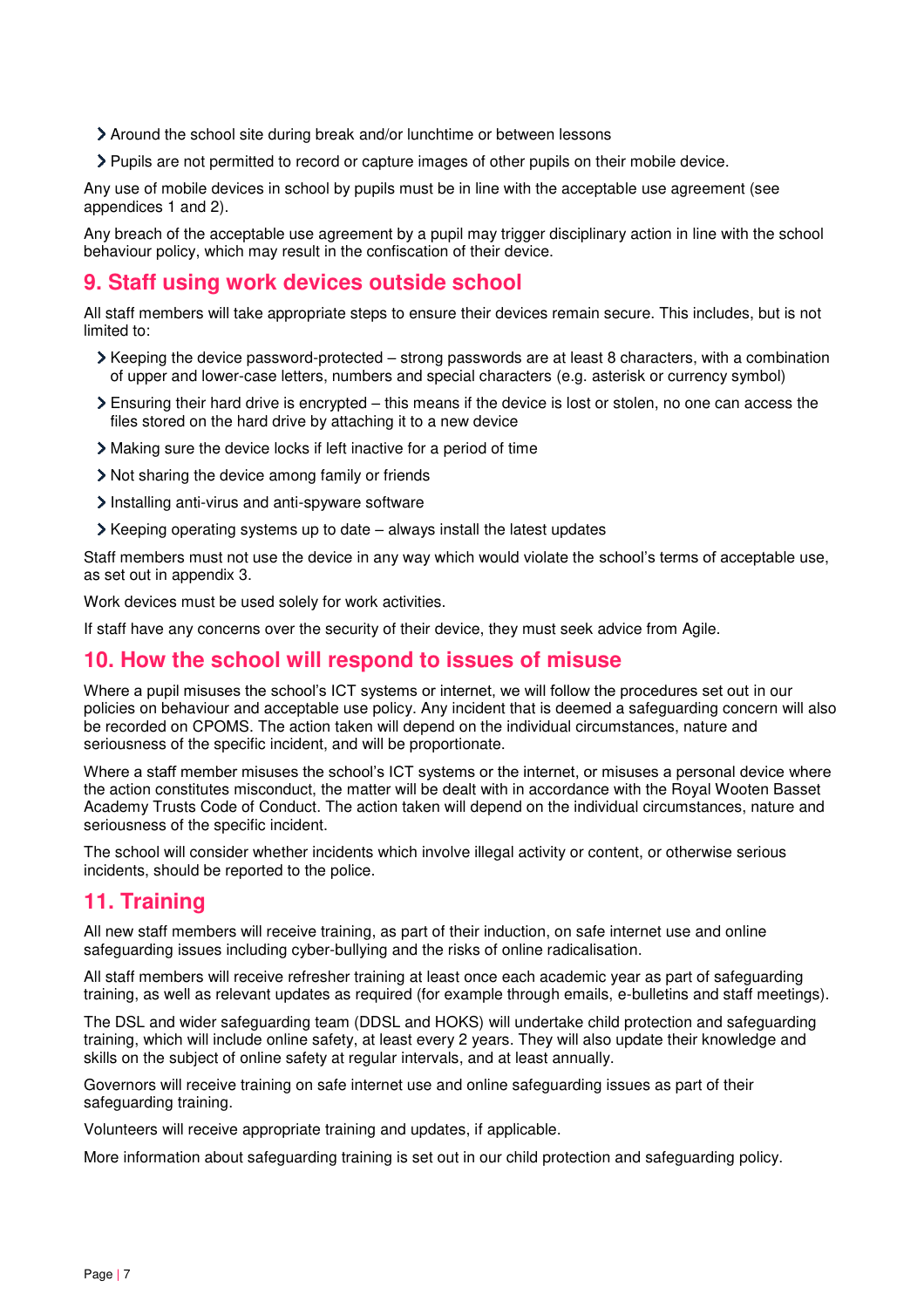- Around the school site during break and/or lunchtime or between lessons
- Pupils are not permitted to record or capture images of other pupils on their mobile device.

Any use of mobile devices in school by pupils must be in line with the acceptable use agreement (see appendices 1 and 2).

Any breach of the acceptable use agreement by a pupil may trigger disciplinary action in line with the school behaviour policy, which may result in the confiscation of their device.

## 9. Staff using work devices outside school

All staff members will take appropriate steps to ensure their devices remain secure. This includes, but is not limited to:

- Keeping the device password-protected – strong passwords are at least 8 characters, with a combination of upper and lower-case letters, numbers and special characters (e.g. asterisk or currency symbol)
- Ensuring their hard drive is encrypted – this means if the device is lost or stolen, no one can access the files stored on the hard drive by attaching it to a new device
- Making sure the device locks if left inactive for a period of time
- Not sharing the device among family or friends
- Installing anti-virus and anti-spyware software
- Keeping operating systems up to date – always install the latest updates

Staff members must not use the device in any way which would violate the school's terms of acceptable use, as set out in appendix 3.

Work devices must be used solely for work activities.

If staff have any concerns over the security of their device, they must seek advice from Agile.

## 10. How the school will respond to issues of misuse

Where a pupil misuses the school's ICT systems or internet, we will follow the procedures set out in our policies on behaviour and acceptable use policy. Any incident that is deemed a safeguarding concern will also be recorded on CPOMS. The action taken will depend on the individual circumstances, nature and seriousness of the specific incident, and will be proportionate.

Where a staff member misuses the school's ICT systems or the internet, or misuses a personal device where the action constitutes misconduct, the matter will be dealt with in accordance with the Royal Wooten Basset Academy Trusts Code of Conduct. The action taken will depend on the individual circumstances, nature and seriousness of the specific incident.

The school will consider whether incidents which involve illegal activity or content, or otherwise serious incidents, should be reported to the police.

## 11. Training

All new staff members will receive training, as part of their induction, on safe internet use and online safeguarding issues including cyber-bullying and the risks of online radicalisation.

All staff members will receive refresher training at least once each academic year as part of safeguarding training, as well as relevant updates as required (for example through emails, e-bulletins and staff meetings).

The DSL and wider safeguarding team (DDSL and HOKS) will undertake child protection and safeguarding training, which will include online safety, at least every 2 years. They will also update their knowledge and skills on the subject of online safety at regular intervals, and at least annually.

Governors will receive training on safe internet use and online safeguarding issues as part of their safeguarding training.

Volunteers will receive appropriate training and updates, if applicable.

More information about safeguarding training is set out in our child protection and safeguarding policy.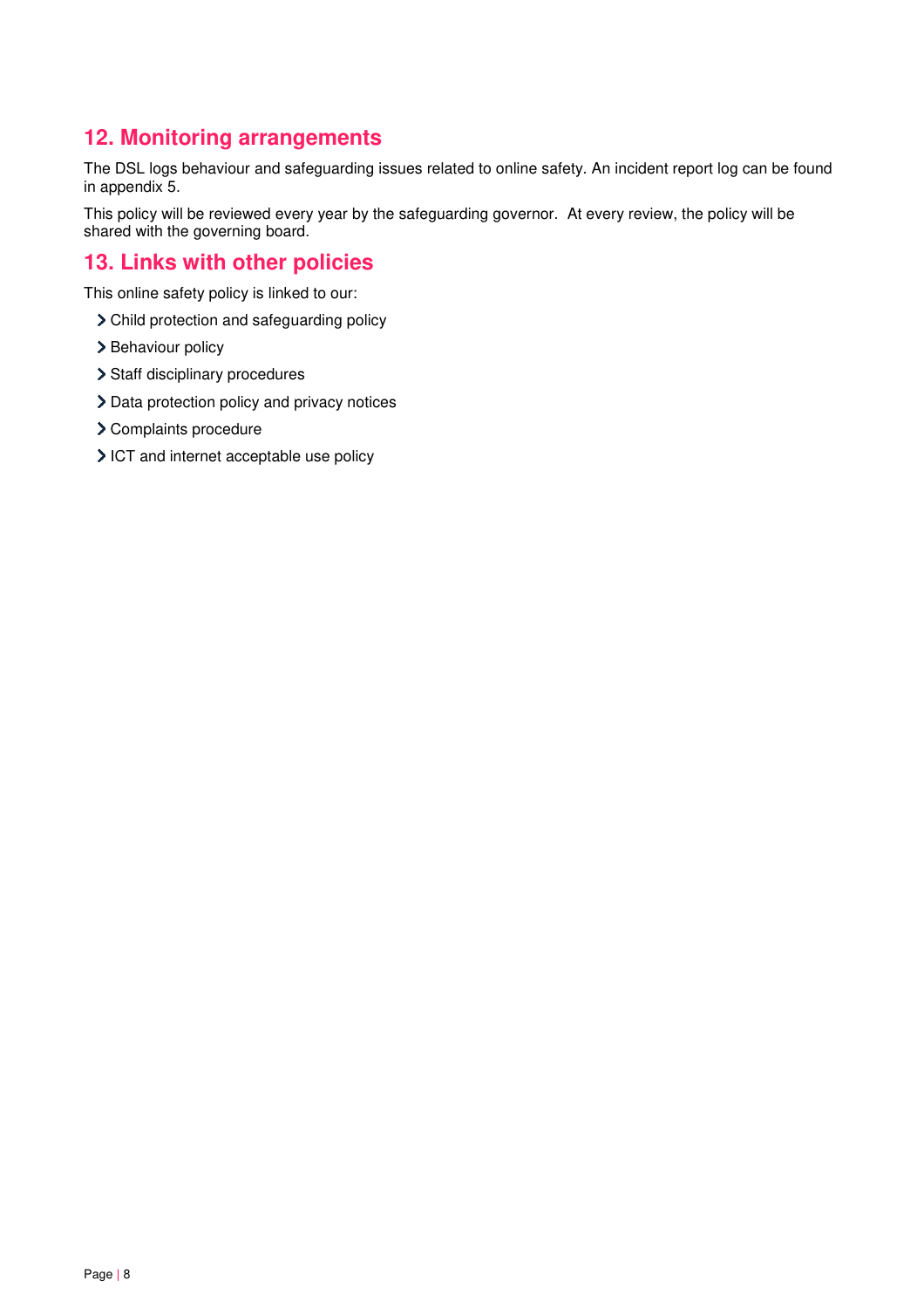## 12. Monitoring arrangements

The DSL logs behaviour and safeguarding issues related to online safety. An incident report log can be found in appendix 5.

This policy will be reviewed every year by the safeguarding governor. At every review, the policy will be shared with the governing board.

## 13. Links with other policies

This online safety policy is linked to our:

- Child protection and safeguarding policy
- Behaviour policy
- Staff disciplinary procedures
- Data protection policy and privacy notices
- Complaints procedure
- ICT and internet acceptable use policy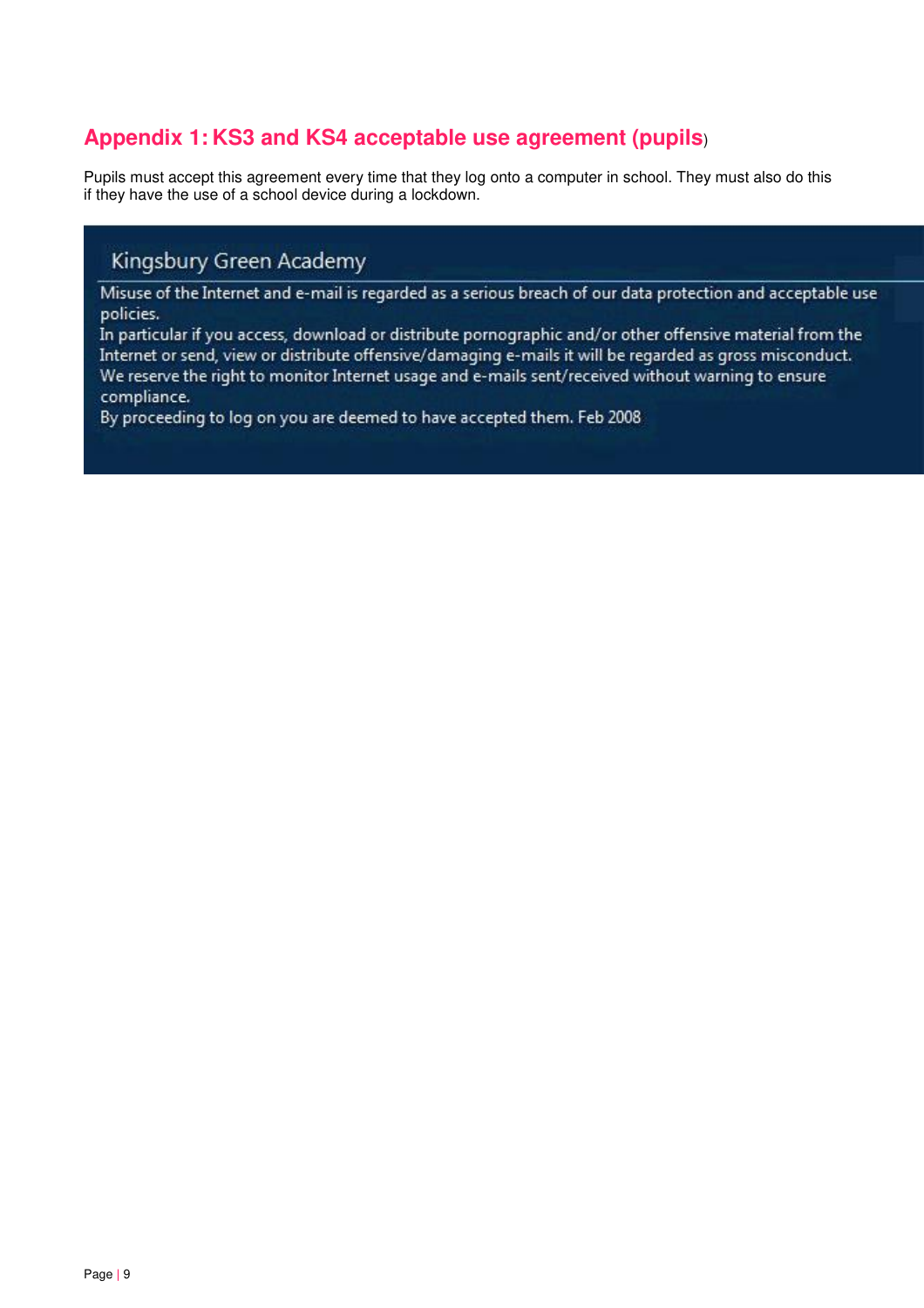## Appendix 1: KS3 and KS4 acceptable use agreement (pupils)

Pupils must accept this agreement every time that they log onto a computer in school. They must also do this if they have the use of a school device during a lockdown.

Kingsbury Green Academy

Misuse of the Internet and e-mail is regarded as a serious breach of our data protection and acceptable use policies.

In particular if you access, download or distribute pornographic and/or other offensive material from the Internet or send, view or distribute offensive/damaging e-mails it will be regarded as gross misconduct.

We reserve the right to monitor Internet usage and e-mails sent/received without warning to ensure compliance.

By proceeding to log on you are deemed to have accepted them. Feb 2008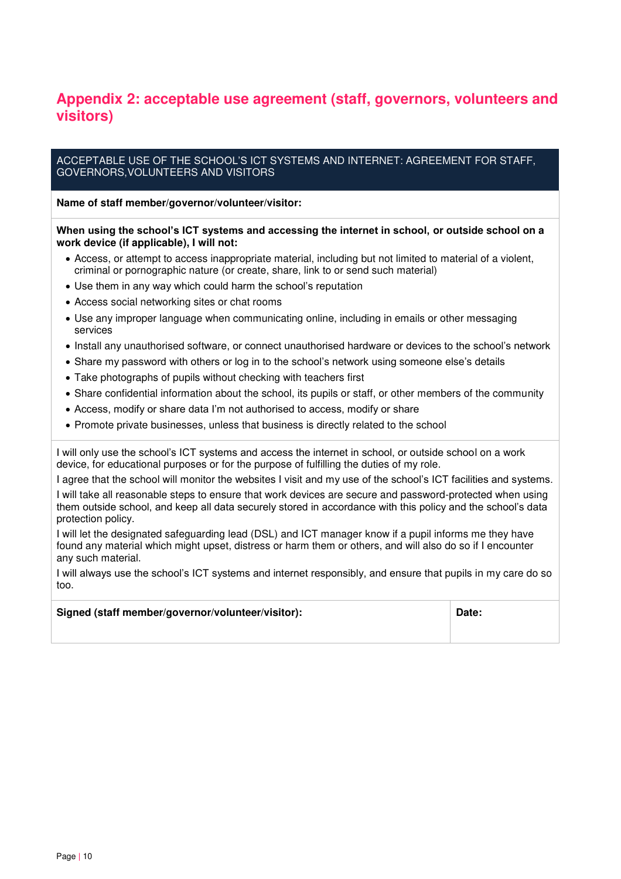## Appendix 2: acceptable use agreement (staff, governors, volunteers and visitors)

| ACCEPTABLE USE OF THE SCHOOL'S ICT SYSTEMS AND INTERNET: AGREEMENT FOR STAFF, GOVERNORS, VOLUNTEERS AND VISITORS | |
|---|---|
| **Name of staff member/governor/volunteer/visitor:** | |
| **When using the school's ICT systems and accessing the internet in school, or outside school on a work device (if applicable), I will not:**<br>• Access, or attempt to access inappropriate material, including but not limited to material of a violent, criminal or pornographic nature (or create, share, link to or send such material)<br>• Use them in any way which could harm the school's reputation<br>• Access social networking sites or chat rooms<br>• Use any improper language when communicating online, including in emails or other messaging services<br>• Install any unauthorised software, or connect unauthorised hardware or devices to the school's network<br>• Share my password with others or log in to the school's network using someone else's details<br>• Take photographs of pupils without checking with teachers first<br>• Share confidential information about the school, its pupils or staff, or other members of the community<br>• Access, modify or share data I'm not authorised to access, modify or share<br>• Promote private businesses, unless that business is directly related to the school | |
| I will only use the school's ICT systems and access the internet in school, or outside school on a work device, for educational purposes or for the purpose of fulfilling the duties of my role.<br>I agree that the school will monitor the websites I visit and my use of the school's ICT facilities and systems.<br>I will take all reasonable steps to ensure that work devices are secure and password-protected when using them outside school, and keep all data securely stored in accordance with this policy and the school's data protection policy.<br>I will let the designated safeguarding lead (DSL) and ICT manager know if a pupil informs me they have found any material which might upset, distress or harm them or others, and will also do so if I encounter any such material.<br>I will always use the school's ICT systems and internet responsibly, and ensure that pupils in my care do so too. | |
| **Signed (staff member/governor/volunteer/visitor):** | **Date:** |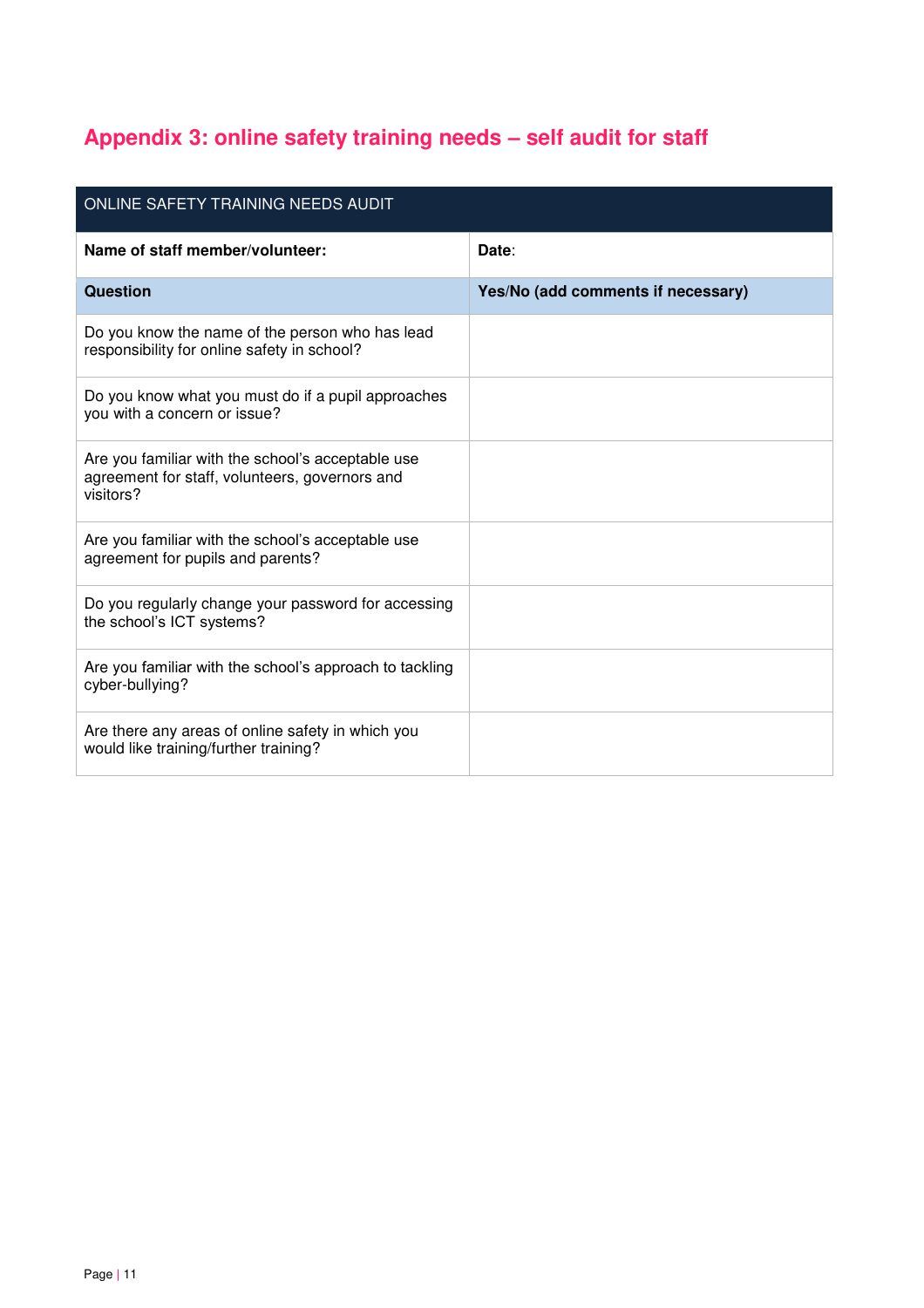## Appendix 3: online safety training needs – self audit for staff

| ONLINE SAFETY TRAINING NEEDS AUDIT | |
|---|---|
| **Name of staff member/volunteer:** | **Date**: |
| **Question** | **Yes/No (add comments if necessary)** |
| Do you know the name of the person who has lead responsibility for online safety in school? | |
| Do you know what you must do if a pupil approaches you with a concern or issue? | |
| Are you familiar with the school's acceptable use agreement for staff, volunteers, governors and visitors? | |
| Are you familiar with the school's acceptable use agreement for pupils and parents? | |
| Do you regularly change your password for accessing the school's ICT systems? | |
| Are you familiar with the school's approach to tackling cyber-bullying? | |
| Are there any areas of online safety in which you would like training/further training? | |